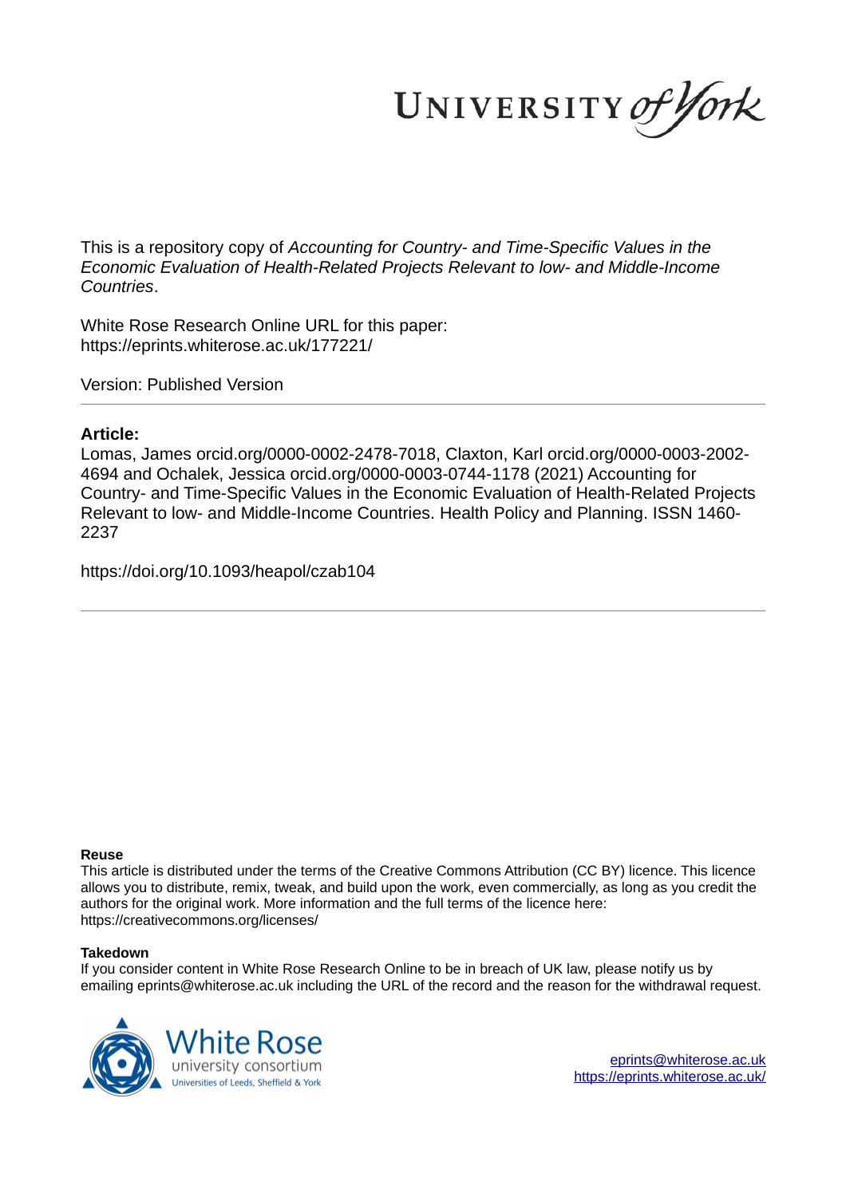UNIVERSITY *of York*

This is a repository copy of *Accounting for Country- and Time-Specific Values in the Economic Evaluation of Health-Related Projects Relevant to low- and Middle-Income Countries*.

White Rose Research Online URL for this paper:
https://eprints.whiterose.ac.uk/177221/

Version: Published Version

**Article:**

Lomas, James orcid.org/0000-0002-2478-7018, Claxton, Karl orcid.org/0000-0003-2002-4694 and Ochalek, Jessica orcid.org/0000-0003-0744-1178 (2021) Accounting for Country- and Time-Specific Values in the Economic Evaluation of Health-Related Projects Relevant to low- and Middle-Income Countries. Health Policy and Planning. ISSN 1460-2237

https://doi.org/10.1093/heapol/czab104

**Reuse**

This article is distributed under the terms of the Creative Commons Attribution (CC BY) licence. This licence allows you to distribute, remix, tweak, and build upon the work, even commercially, as long as you credit the authors for the original work. More information and the full terms of the licence here: https://creativecommons.org/licenses/

**Takedown**

If you consider content in White Rose Research Online to be in breach of UK law, please notify us by emailing eprints@whiterose.ac.uk including the URL of the record and the reason for the withdrawal request.

White Rose university consortium
Universities of Leeds, Sheffield & York

eprints@whiterose.ac.uk
https://eprints.whiterose.ac.uk/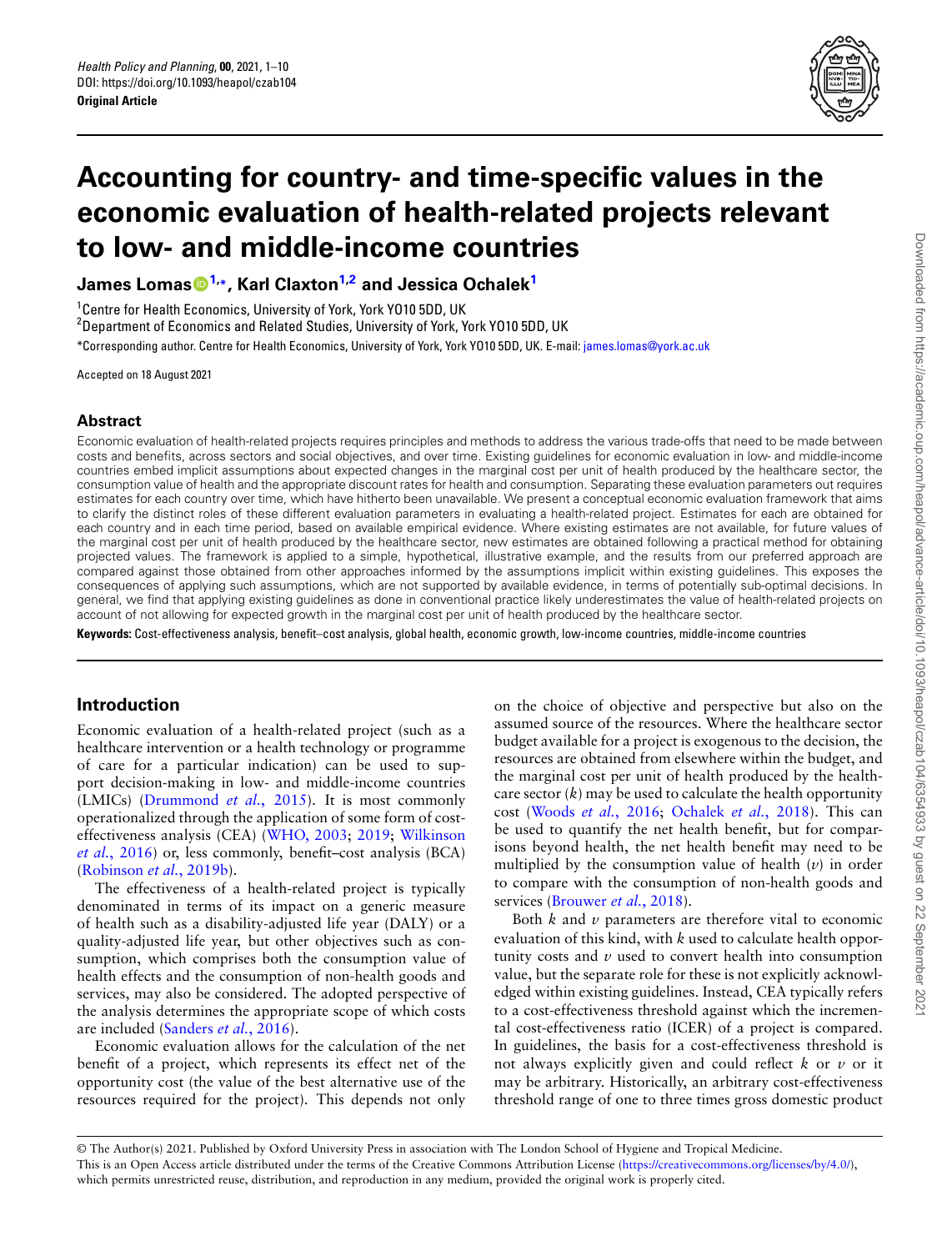# Accounting for country- and time-specific values in the economic evaluation of health-related projects relevant to low- and middle-income countries

**James Lomas[1,*], Karl Claxton[1,2] and Jessica Ochalek[1]**

[1]Centre for Health Economics, University of York, York YO10 5DD, UK

[2]Department of Economics and Related Studies, University of York, York YO10 5DD, UK

*Corresponding author. Centre for Health Economics, University of York, York YO10 5DD, UK. E-mail: james.lomas@york.ac.uk

Accepted on 18 August 2021

## Abstract

Economic evaluation of health-related projects requires principles and methods to address the various trade-offs that need to be made between costs and benefits, across sectors and social objectives, and over time. Existing guidelines for economic evaluation in low- and middle-income countries embed implicit assumptions about expected changes in the marginal cost per unit of health produced by the healthcare sector, the consumption value of health and the appropriate discount rates for health and consumption. Separating these evaluation parameters out requires estimates for each country over time, which have hitherto been unavailable. We present a conceptual economic evaluation framework that aims to clarify the distinct roles of these different evaluation parameters in evaluating a health-related project. Estimates for each are obtained for each country and in each time period, based on available empirical evidence. Where existing estimates are not available, for future values of the marginal cost per unit of health produced by the healthcare sector, new estimates are obtained following a practical method for obtaining projected values. The framework is applied to a simple, hypothetical, illustrative example, and the results from our preferred approach are compared against those obtained from other approaches informed by the assumptions implicit within existing guidelines. This exposes the consequences of applying such assumptions, which are not supported by available evidence, in terms of potentially sub-optimal decisions. In general, we find that applying existing guidelines as done in conventional practice likely underestimates the value of health-related projects on account of not allowing for expected growth in the marginal cost per unit of health produced by the healthcare sector.

**Keywords:** Cost-effectiveness analysis, benefit–cost analysis, global health, economic growth, low-income countries, middle-income countries

## Introduction

Economic evaluation of a health-related project (such as a healthcare intervention or a health technology or programme of care for a particular indication) can be used to support decision-making in low- and middle-income countries (LMICs) (Drummond *et al.*, 2015). It is most commonly operationalized through the application of some form of cost-effectiveness analysis (CEA) (WHO, 2003; 2019; Wilkinson *et al.*, 2016) or, less commonly, benefit–cost analysis (BCA) (Robinson *et al.*, 2019b).

The effectiveness of a health-related project is typically denominated in terms of its impact on a generic measure of health such as a disability-adjusted life year (DALY) or a quality-adjusted life year, but other objectives such as consumption, which comprises both the consumption value of health effects and the consumption of non-health goods and services, may also be considered. The adopted perspective of the analysis determines the appropriate scope of which costs are included (Sanders *et al.*, 2016).

Economic evaluation allows for the calculation of the net benefit of a project, which represents its effect net of the opportunity cost (the value of the best alternative use of the resources required for the project). This depends not only on the choice of objective and perspective but also on the assumed source of the resources. Where the healthcare sector budget available for a project is exogenous to the decision, the resources are obtained from elsewhere within the budget, and the marginal cost per unit of health produced by the healthcare sector ($k$) may be used to calculate the health opportunity cost (Woods *et al.*, 2016; Ochalek *et al.*, 2018). This can be used to quantify the net health benefit, but for comparisons beyond health, the net health benefit may need to be multiplied by the consumption value of health ($v$) in order to compare with the consumption of non-health goods and services (Brouwer *et al.*, 2018).

Both $k$ and $v$ parameters are therefore vital to economic evaluation of this kind, with $k$ used to calculate health opportunity costs and $v$ used to convert health into consumption value, but the separate role for these is not explicitly acknowledged within existing guidelines. Instead, CEA typically refers to a cost-effectiveness threshold against which the incremental cost-effectiveness ratio (ICER) of a project is compared. In guidelines, the basis for a cost-effectiveness threshold is not always explicitly given and could reflect $k$ or $v$ or it may be arbitrary. Historically, an arbitrary cost-effectiveness threshold range of one to three times gross domestic product

© The Author(s) 2021. Published by Oxford University Press in association with The London School of Hygiene and Tropical Medicine.
This is an Open Access article distributed under the terms of the Creative Commons Attribution License (https://creativecommons.org/licenses/by/4.0/), which permits unrestricted reuse, distribution, and reproduction in any medium, provided the original work is properly cited.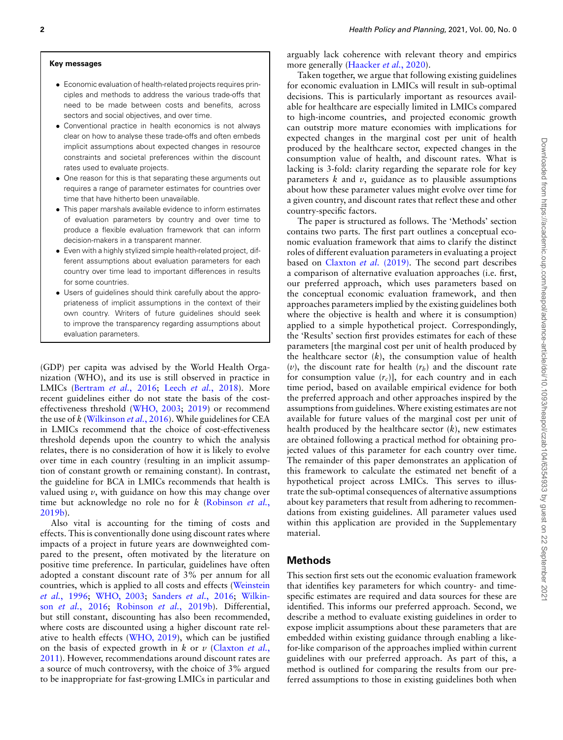**Key messages**

- Economic evaluation of health-related projects requires principles and methods to address the various trade-offs that need to be made between costs and benefits, across sectors and social objectives, and over time.
- Conventional practice in health economics is not always clear on how to analyse these trade-offs and often embeds implicit assumptions about expected changes in resource constraints and societal preferences within the discount rates used to evaluate projects.
- One reason for this is that separating these arguments out requires a range of parameter estimates for countries over time that have hitherto been unavailable.
- This paper marshals available evidence to inform estimates of evaluation parameters by country and over time to produce a flexible evaluation framework that can inform decision-makers in a transparent manner.
- Even with a highly stylized simple health-related project, different assumptions about evaluation parameters for each country over time lead to important differences in results for some countries.
- Users of guidelines should think carefully about the appropriateness of implicit assumptions in the context of their own country. Writers of future guidelines should seek to improve the transparency regarding assumptions about evaluation parameters.

(GDP) per capita was advised by the World Health Organization (WHO), and its use is still observed in practice in LMICs (Bertram *et al.*, 2016; Leech *et al.*, 2018). More recent guidelines either do not state the basis of the cost-effectiveness threshold (WHO, 2003; 2019) or recommend the use of $k$ (Wilkinson *et al.*, 2016). While guidelines for CEA in LMICs recommend that the choice of cost-effectiveness threshold depends upon the country to which the analysis relates, there is no consideration of how it is likely to evolve over time in each country (resulting in an implicit assumption of constant growth or remaining constant). In contrast, the guideline for BCA in LMICs recommends that health is valued using $v$, with guidance on how this may change over time but acknowledge no role no for $k$ (Robinson *et al.*, 2019b).

Also vital is accounting for the timing of costs and effects. This is conventionally done using discount rates where impacts of a project in future years are downweighted compared to the present, often motivated by the literature on positive time preference. In particular, guidelines have often adopted a constant discount rate of 3% per annum for all countries, which is applied to all costs and effects (Weinstein *et al.*, 1996; WHO, 2003; Sanders *et al.*, 2016; Wilkinson *et al.*, 2016; Robinson *et al.*, 2019b). Differential, but still constant, discounting has also been recommended, where costs are discounted using a higher discount rate relative to health effects (WHO, 2019), which can be justified on the basis of expected growth in $k$ or $v$ (Claxton *et al.*, 2011). However, recommendations around discount rates are a source of much controversy, with the choice of 3% argued to be inappropriate for fast-growing LMICs in particular and arguably lack coherence with relevant theory and empirics more generally (Haacker *et al.*, 2020).

Taken together, we argue that following existing guidelines for economic evaluation in LMICs will result in sub-optimal decisions. This is particularly important as resources available for healthcare are especially limited in LMICs compared to high-income countries, and projected economic growth can outstrip more mature economies with implications for expected changes in the marginal cost per unit of health produced by the healthcare sector, expected changes in the consumption value of health, and discount rates. What is lacking is 3-fold: clarity regarding the separate role for key parameters $k$ and $v$, guidance as to plausible assumptions about how these parameter values might evolve over time for a given country, and discount rates that reflect these and other country-specific factors.

The paper is structured as follows. The 'Methods' section contains two parts. The first part outlines a conceptual economic evaluation framework that aims to clarify the distinct roles of different evaluation parameters in evaluating a project based on Claxton *et al.* (2019). The second part describes a comparison of alternative evaluation approaches (i.e. first, our preferred approach, which uses parameters based on the conceptual economic evaluation framework, and then approaches parameters implied by the existing guidelines both where the objective is health and where it is consumption) applied to a simple hypothetical project. Correspondingly, the 'Results' section first provides estimates for each of these parameters [the marginal cost per unit of health produced by the healthcare sector ($k$), the consumption value of health ($v$), the discount rate for health ($r_h$) and the discount rate for consumption value ($r_c$)], for each country and in each time period, based on available empirical evidence for both the preferred approach and other approaches inspired by the assumptions from guidelines. Where existing estimates are not available for future values of the marginal cost per unit of health produced by the healthcare sector ($k$), new estimates are obtained following a practical method for obtaining projected values of this parameter for each country over time. The remainder of this paper demonstrates an application of this framework to calculate the estimated net benefit of a hypothetical project across LMICs. This serves to illustrate the sub-optimal consequences of alternative assumptions about key parameters that result from adhering to recommendations from existing guidelines. All parameter values used within this application are provided in the Supplementary material.

## Methods

This section first sets out the economic evaluation framework that identifies key parameters for which country- and time-specific estimates are required and data sources for these are identified. This informs our preferred approach. Second, we describe a method to evaluate existing guidelines in order to expose implicit assumptions about these parameters that are embedded within existing guidance through enabling a like-for-like comparison of the approaches implied within current guidelines with our preferred approach. As part of this, a method is outlined for comparing the results from our preferred assumptions to those in existing guidelines both when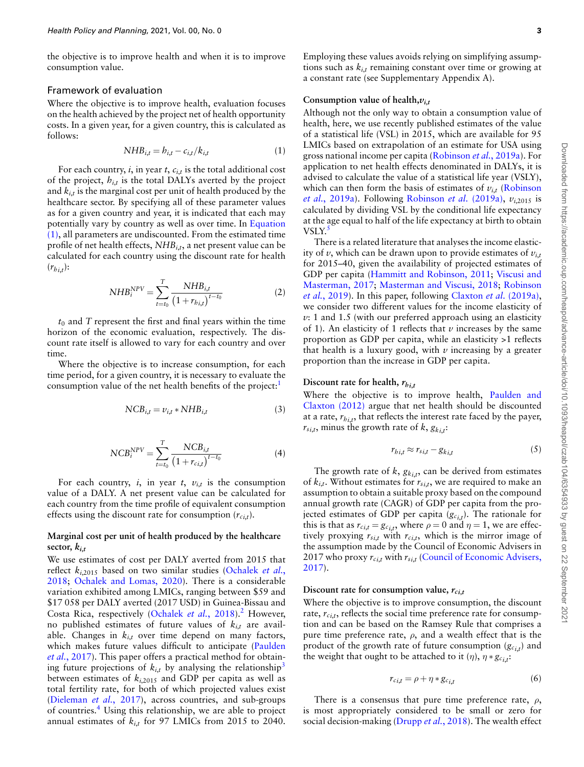the objective is to improve health and when it is to improve consumption value.

## Framework of evaluation

Where the objective is to improve health, evaluation focuses on the health achieved by the project net of health opportunity costs. In a given year, for a given country, this is calculated as follows:

$$NHB_{i,t} = h_{i,t} - c_{i,t}/k_{i,t} \tag{1}$$

For each country, $i$, in year $t$, $c_{i,t}$ is the total additional cost of the project, $h_{i,t}$ is the total DALYs averted by the project and $k_{i,t}$ is the marginal cost per unit of health produced by the healthcare sector. By specifying all of these parameter values as for a given country and year, it is indicated that each may potentially vary by country as well as over time. In Equation (1), all parameters are undiscounted. From the estimated time profile of net health effects, $NHB_{i,t}$, a net present value can be calculated for each country using the discount rate for health ($r_{hi,t}$):

$$NHB_i^{NPV} = \sum_{t=t_0}^{T} \frac{NHB_{i,t}}{\left(1 + r_{hi,t}\right)^{t-t_0}} \tag{2}$$

$t_0$ and $T$ represent the first and final years within the time horizon of the economic evaluation, respectively. The discount rate itself is allowed to vary for each country and over time.

Where the objective is to increase consumption, for each time period, for a given country, it is necessary to evaluate the consumption value of the net health benefits of the project:[1]

$$NCB_{i,t} = v_{i,t} * NHB_{i,t} \tag{3}$$

$$NCB_i^{NPV} = \sum_{t=t_0}^{T} \frac{NCB_{i,t}}{\left(1 + r_{ci,t}\right)^{t-t_0}} \tag{4}$$

For each country, $i$, in year $t$, $v_{i,t}$ is the consumption value of a DALY. A net present value can be calculated for each country from the time profile of equivalent consumption effects using the discount rate for consumption ($r_{ci,t}$).

### Marginal cost per unit of health produced by the healthcare sector, $k_{i,t}$

We use estimates of cost per DALY averted from 2015 that reflect $k_{i,2015}$ based on two similar studies (Ochalek *et al.*, 2018; Ochalek and Lomas, 2020). There is a considerable variation exhibited among LMICs, ranging between \$59 and \$17 058 per DALY averted (2017 USD) in Guinea-Bissau and Costa Rica, respectively (Ochalek *et al.*, 2018).[2] However, no published estimates of future values of $k_{i,t}$ are available. Changes in $k_{i,t}$ over time depend on many factors, which makes future values difficult to anticipate (Paulden *et al.*, 2017). This paper offers a practical method for obtaining future projections of $k_{i,t}$ by analysing the relationship[3] between estimates of $k_{i,2015}$ and GDP per capita as well as total fertility rate, for both of which projected values exist (Dieleman *et al.*, 2017), across countries, and sub-groups of countries.[4] Using this relationship, we are able to project annual estimates of $k_{i,t}$ for 97 LMICs from 2015 to 2040. Employing these values avoids relying on simplifying assumptions such as $k_{i,t}$ remaining constant over time or growing at a constant rate (see Supplementary Appendix A).

### Consumption value of health, $v_{i,t}$

Although not the only way to obtain a consumption value of health, here, we use recently published estimates of the value of a statistical life (VSL) in 2015, which are available for 95 LMICs based on extrapolation of an estimate for USA using gross national income per capita (Robinson *et al.*, 2019a). For application to net health effects denominated in DALYs, it is advised to calculate the value of a statistical life year (VSLY), which can then form the basis of estimates of $v_{i,t}$ (Robinson *et al.*, 2019a). Following Robinson *et al.* (2019a), $v_{i,2015}$ is calculated by dividing VSL by the conditional life expectancy at the age equal to half of the life expectancy at birth to obtain VSLY.[5]

There is a related literature that analyses the income elasticity of $v$, which can be drawn upon to provide estimates of $v_{i,t}$ for 2015–40, given the availability of projected estimates of GDP per capita (Hammitt and Robinson, 2011; Viscusi and Masterman, 2017; Masterman and Viscusi, 2018; Robinson *et al.*, 2019). In this paper, following Claxton *et al.* (2019a), we consider two different values for the income elasticity of $v$: 1 and 1.5 (with our preferred approach using an elasticity of 1). An elasticity of 1 reflects that $v$ increases by the same proportion as GDP per capita, while an elasticity >1 reflects that health is a luxury good, with $v$ increasing by a greater proportion than the increase in GDP per capita.

### Discount rate for health, $r_{hi,t}$

Where the objective is to improve health, Paulden and Claxton (2012) argue that net health should be discounted at a rate, $r_{hi,t}$, that reflects the interest rate faced by the payer, $r_{si,t}$, minus the growth rate of $k$, $g_{ki,t}$:

$$r_{hi,t} \approx r_{si,t} - g_{ki,t} \tag{5}$$

The growth rate of $k$, $g_{ki,t}$, can be derived from estimates of $k_{i,t}$. Without estimates for $r_{si,t}$, we are required to make an assumption to obtain a suitable proxy based on the compound annual growth rate (CAGR) of GDP per capita from the projected estimates of GDP per capita ($g_{ci,t}$). The rationale for this is that as $r_{ci,t} = g_{ci,t}$, where $\rho = 0$ and $\eta = 1$, we are effectively proxying $r_{si,t}$ with $r_{ci,t}$, which is the mirror image of the assumption made by the Council of Economic Advisers in 2017 who proxy $r_{ci,t}$ with $r_{si,t}$ (Council of Economic Advisers, 2017).

### Discount rate for consumption value, $r_{ci,t}$

Where the objective is to improve consumption, the discount rate, $r_{ci,t}$, reflects the social time preference rate for consumption and can be based on the Ramsey Rule that comprises a pure time preference rate, $\rho$, and a wealth effect that is the product of the growth rate of future consumption ($g_{ci,t}$) and the weight that ought to be attached to it ($\eta$), $\eta * g_{ci,t}$:

$$r_{ci,t} = \rho + \eta * g_{ci,t} \tag{6}$$

There is a consensus that pure time preference rate, $\rho$, is most appropriately considered to be small or zero for social decision-making (Drupp *et al.*, 2018). The wealth effect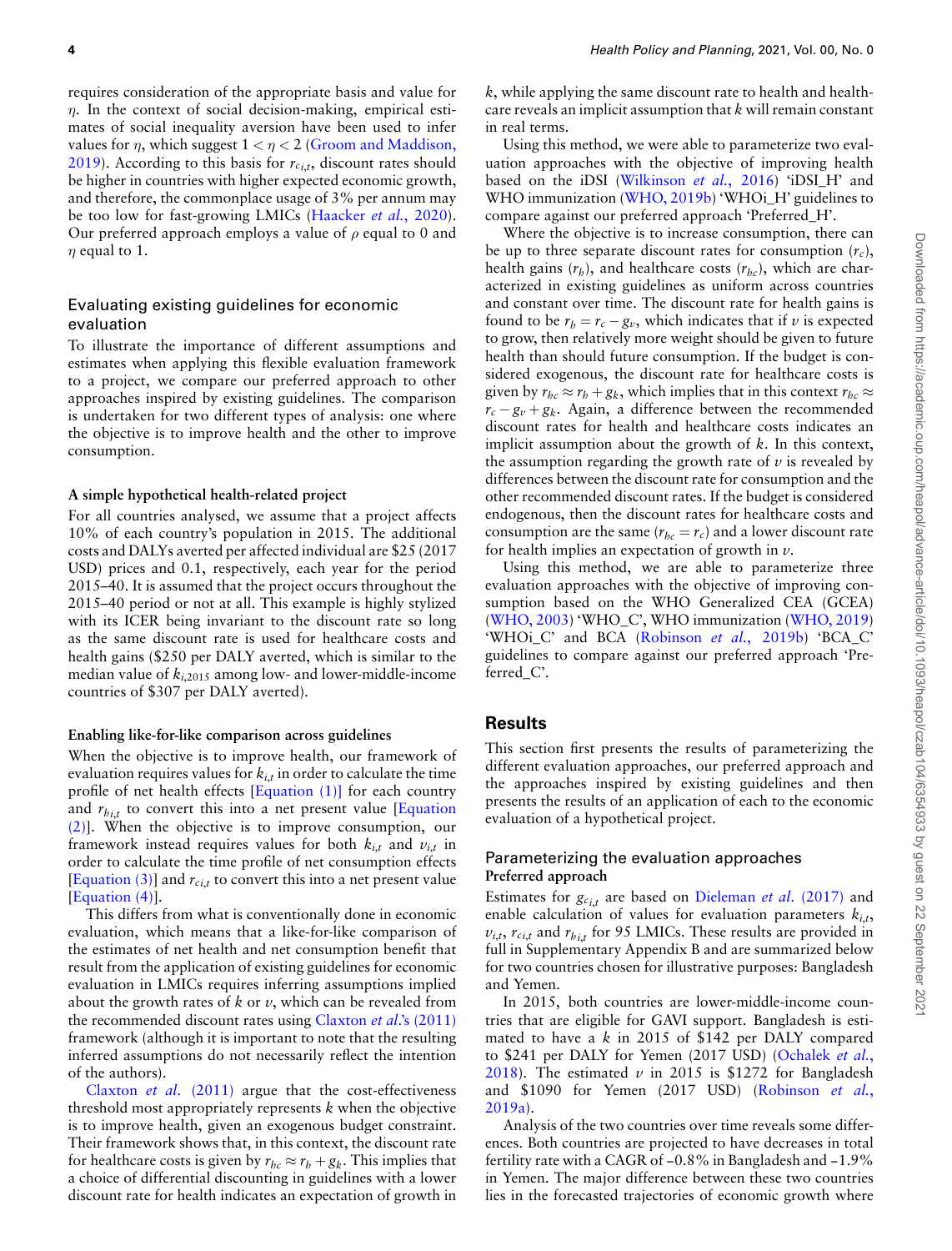requires consideration of the appropriate basis and value for $\eta$. In the context of social decision-making, empirical estimates of social inequality aversion have been used to infer values for $\eta$, which suggest $1 < \eta < 2$ (Groom and Maddison, 2019). According to this basis for $r_{c_{i,t}}$, discount rates should be higher in countries with higher expected economic growth, and therefore, the commonplace usage of 3% per annum may be too low for fast-growing LMICs (Haacker *et al.*, 2020). Our preferred approach employs a value of $\rho$ equal to 0 and $\eta$ equal to 1.

## Evaluating existing guidelines for economic evaluation

To illustrate the importance of different assumptions and estimates when applying this flexible evaluation framework to a project, we compare our preferred approach to other approaches inspired by existing guidelines. The comparison is undertaken for two different types of analysis: one where the objective is to improve health and the other to improve consumption.

### A simple hypothetical health-related project

For all countries analysed, we assume that a project affects 10% of each country's population in 2015. The additional costs and DALYs averted per affected individual are \$25 (2017 USD) prices and 0.1, respectively, each year for the period 2015–40. It is assumed that the project occurs throughout the 2015–40 period or not at all. This example is highly stylized with its ICER being invariant to the discount rate so long as the same discount rate is used for healthcare costs and health gains (\$250 per DALY averted, which is similar to the median value of $k_{i,2015}$ among low- and lower-middle-income countries of \$307 per DALY averted).

### Enabling like-for-like comparison across guidelines

When the objective is to improve health, our framework of evaluation requires values for $k_{i,t}$ in order to calculate the time profile of net health effects [Equation (1)] for each country and $r_{h_{i,t}}$ to convert this into a net present value [Equation (2)]. When the objective is to improve consumption, our framework instead requires values for both $k_{i,t}$ and $v_{i,t}$ in order to calculate the time profile of net consumption effects [Equation (3)] and $r_{c_{i,t}}$ to convert this into a net present value [Equation (4)].

This differs from what is conventionally done in economic evaluation, which means that a like-for-like comparison of the estimates of net health and net consumption benefit that result from the application of existing guidelines for economic evaluation in LMICs requires inferring assumptions implied about the growth rates of $k$ or $v$, which can be revealed from the recommended discount rates using Claxton *et al.*'s (2011) framework (although it is important to note that the resulting inferred assumptions do not necessarily reflect the intention of the authors).

Claxton *et al.* (2011) argue that the cost-effectiveness threshold most appropriately represents $k$ when the objective is to improve health, given an exogenous budget constraint. Their framework shows that, in this context, the discount rate for healthcare costs is given by $r_{hc} \approx r_h + g_k$. This implies that a choice of differential discounting in guidelines with a lower discount rate for health indicates an expectation of growth in $k$, while applying the same discount rate to health and healthcare reveals an implicit assumption that $k$ will remain constant in real terms.

Using this method, we were able to parameterize two evaluation approaches with the objective of improving health based on the iDSI (Wilkinson *et al.*, 2016) 'iDSI_H' and WHO immunization (WHO, 2019b) 'WHOi_H' guidelines to compare against our preferred approach 'Preferred_H'.

Where the objective is to increase consumption, there can be up to three separate discount rates for consumption ($r_c$), health gains ($r_h$), and healthcare costs ($r_{hc}$), which are characterized in existing guidelines as uniform across countries and constant over time. The discount rate for health gains is found to be $r_h = r_c - g_v$, which indicates that if $v$ is expected to grow, then relatively more weight should be given to future health than should future consumption. If the budget is considered exogenous, the discount rate for healthcare costs is given by $r_{hc} \approx r_h + g_k$, which implies that in this context $r_{hc} \approx r_c - g_v + g_k$. Again, a difference between the recommended discount rates for health and healthcare costs indicates an implicit assumption about the growth of $k$. In this context, the assumption regarding the growth rate of $v$ is revealed by differences between the discount rate for consumption and the other recommended discount rates. If the budget is considered endogenous, then the discount rates for healthcare costs and consumption are the same ($r_{hc} = r_c$) and a lower discount rate for health implies an expectation of growth in $v$.

Using this method, we are able to parameterize three evaluation approaches with the objective of improving consumption based on the WHO Generalized CEA (GCEA) (WHO, 2003) 'WHO_C', WHO immunization (WHO, 2019) 'WHOi_C' and BCA (Robinson *et al.*, 2019b) 'BCA_C' guidelines to compare against our preferred approach 'Preferred_C'.

# Results

This section first presents the results of parameterizing the different evaluation approaches, our preferred approach and the approaches inspired by existing guidelines and then presents the results of an application of each to the economic evaluation of a hypothetical project.

## Parameterizing the evaluation approaches

### Preferred approach

Estimates for $g_{c_{i,t}}$ are based on Dieleman *et al.* (2017) and enable calculation of values for evaluation parameters $k_{i,t}$, $v_{i,t}$, $r_{c_{i,t}}$ and $r_{h_{i,t}}$ for 95 LMICs. These results are provided in full in Supplementary Appendix B and are summarized below for two countries chosen for illustrative purposes: Bangladesh and Yemen.

In 2015, both countries are lower-middle-income countries that are eligible for GAVI support. Bangladesh is estimated to have a $k$ in 2015 of \$142 per DALY compared to \$241 per DALY for Yemen (2017 USD) (Ochalek *et al.*, 2018). The estimated $v$ in 2015 is \$1272 for Bangladesh and \$1090 for Yemen (2017 USD) (Robinson *et al.*, 2019a).

Analysis of the two countries over time reveals some differences. Both countries are projected to have decreases in total fertility rate with a CAGR of –0.8% in Bangladesh and –1.9% in Yemen. The major difference between these two countries lies in the forecasted trajectories of economic growth where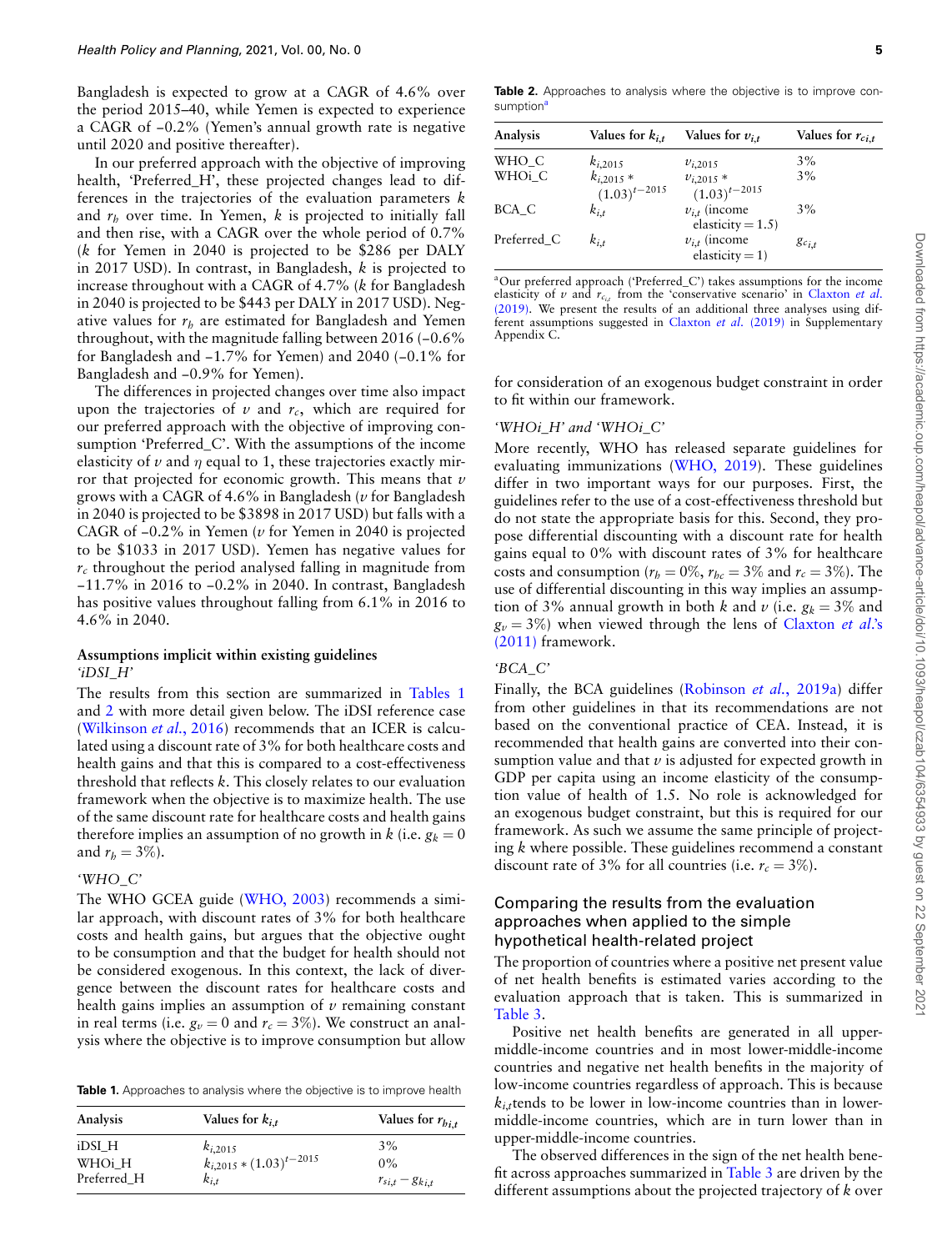Bangladesh is expected to grow at a CAGR of 4.6% over the period 2015–40, while Yemen is expected to experience a CAGR of –0.2% (Yemen's annual growth rate is negative until 2020 and positive thereafter).

In our preferred approach with the objective of improving health, 'Preferred_H', these projected changes lead to differences in the trajectories of the evaluation parameters $k$ and $r_h$ over time. In Yemen, $k$ is projected to initially fall and then rise, with a CAGR over the whole period of 0.7% ($k$ for Yemen in 2040 is projected to be $286 per DALY in 2017 USD). In contrast, in Bangladesh, $k$ is projected to increase throughout with a CAGR of 4.7% ($k$ for Bangladesh in 2040 is projected to be $443 per DALY in 2017 USD). Negative values for $r_h$ are estimated for Bangladesh and Yemen throughout, with the magnitude falling between 2016 (–0.6% for Bangladesh and –1.7% for Yemen) and 2040 (–0.1% for Bangladesh and –0.9% for Yemen).

The differences in projected changes over time also impact upon the trajectories of $v$ and $r_c$, which are required for our preferred approach with the objective of improving consumption 'Preferred_C'. With the assumptions of the income elasticity of $v$ and $\eta$ equal to 1, these trajectories exactly mirror that projected for economic growth. This means that $v$ grows with a CAGR of 4.6% in Bangladesh ($v$ for Bangladesh in 2040 is projected to be $3898 in 2017 USD) but falls with a CAGR of –0.2% in Yemen ($v$ for Yemen in 2040 is projected to be $1033 in 2017 USD). Yemen has negative values for $r_c$ throughout the period analysed falling in magnitude from –11.7% in 2016 to –0.2% in 2040. In contrast, Bangladesh has positive values throughout falling from 6.1% in 2016 to 4.6% in 2040.

### Assumptions implicit within existing guidelines

*'iDSI_H'*

The results from this section are summarized in Tables 1 and 2 with more detail given below. The iDSI reference case (Wilkinson *et al.*, 2016) recommends that an ICER is calculated using a discount rate of 3% for both healthcare costs and health gains and that this is compared to a cost-effectiveness threshold that reflects $k$. This closely relates to our evaluation framework when the objective is to maximize health. The use of the same discount rate for healthcare costs and health gains therefore implies an assumption of no growth in $k$ (i.e. $g_k = 0$ and $r_h = 3\%$).

*'WHO_C'*

The WHO GCEA guide (WHO, 2003) recommends a similar approach, with discount rates of 3% for both healthcare costs and health gains, but argues that the objective ought to be consumption and that the budget for health should not be considered exogenous. In this context, the lack of divergence between the discount rates for healthcare costs and health gains implies an assumption of $v$ remaining constant in real terms (i.e. $g_v = 0$ and $r_c = 3\%$). We construct an analysis where the objective is to improve consumption but allow for consideration of an exogenous budget constraint in order to fit within our framework.

**Table 1.** Approaches to analysis where the objective is to improve health

| Analysis | Values for $k_{i,t}$ | Values for $r_{h i,t}$ |
|---|---|---|
| iDSI_H | $k_{i,2015}$ | 3% |
| WHOi_H | $k_{i,2015} * (1.03)^{t-2015}$ | 0% |
| Preferred_H | $k_{i,t}$ | $r_{si,t} - g_{k i,t}$ |

**Table 2.** Approaches to analysis where the objective is to improve consumption[a]

| Analysis | Values for $k_{i,t}$ | Values for $v_{i,t}$ | Values for $r_{ci,t}$ |
|---|---|---|---|
| WHO_C | $k_{i,2015}$ | $v_{i,2015}$ | 3% |
| WHOi_C | $k_{i,2015} * (1.03)^{t-2015}$ | $v_{i,2015} * (1.03)^{t-2015}$ | 3% |
| BCA_C | $k_{i,t}$ | $v_{i,t}$ (income elasticity = 1.5) | 3% |
| Preferred_C | $k_{i,t}$ | $v_{i,t}$ (income elasticity = 1) | $g_{c_{i,t}}$ |

[a]Our preferred approach ('Preferred_C') takes assumptions for the income elasticity of $v$ and $r_{c_{i,t}}$ from the 'conservative scenario' in Claxton *et al.* (2019). We present the results of an additional three analyses using different assumptions suggested in Claxton *et al.* (2019) in Supplementary Appendix C.

*'WHOi_H' and 'WHOi_C'*

More recently, WHO has released separate guidelines for evaluating immunizations (WHO, 2019). These guidelines differ in two important ways for our purposes. First, the guidelines refer to the use of a cost-effectiveness threshold but do not state the appropriate basis for this. Second, they propose differential discounting with a discount rate for health gains equal to 0% with discount rates of 3% for healthcare costs and consumption ($r_h = 0\%$, $r_{hc} = 3\%$ and $r_c = 3\%$). The use of differential discounting in this way implies an assumption of 3% annual growth in both $k$ and $v$ (i.e. $g_k = 3\%$ and $g_v = 3\%$) when viewed through the lens of Claxton *et al.*'s (2011) framework.

*'BCA_C'*

Finally, the BCA guidelines (Robinson *et al.*, 2019a) differ from other guidelines in that its recommendations are not based on the conventional practice of CEA. Instead, it is recommended that health gains are converted into their consumption value and that $v$ is adjusted for expected growth in GDP per capita using an income elasticity of the consumption value of health of 1.5. No role is acknowledged for an exogenous budget constraint, but this is required for our framework. As such we assume the same principle of projecting $k$ where possible. These guidelines recommend a constant discount rate of 3% for all countries (i.e. $r_c = 3\%$).

## Comparing the results from the evaluation approaches when applied to the simple hypothetical health-related project

The proportion of countries where a positive net present value of net health benefits is estimated varies according to the evaluation approach that is taken. This is summarized in Table 3.

Positive net health benefits are generated in all upper-middle-income countries and in most lower-middle-income countries and negative net health benefits in the majority of low-income countries regardless of approach. This is because $k_{i,t}$ tends to be lower in low-income countries than in lower-middle-income countries, which are in turn lower than in upper-middle-income countries.

The observed differences in the sign of the net health benefit across approaches summarized in Table 3 are driven by the different assumptions about the projected trajectory of $k$ over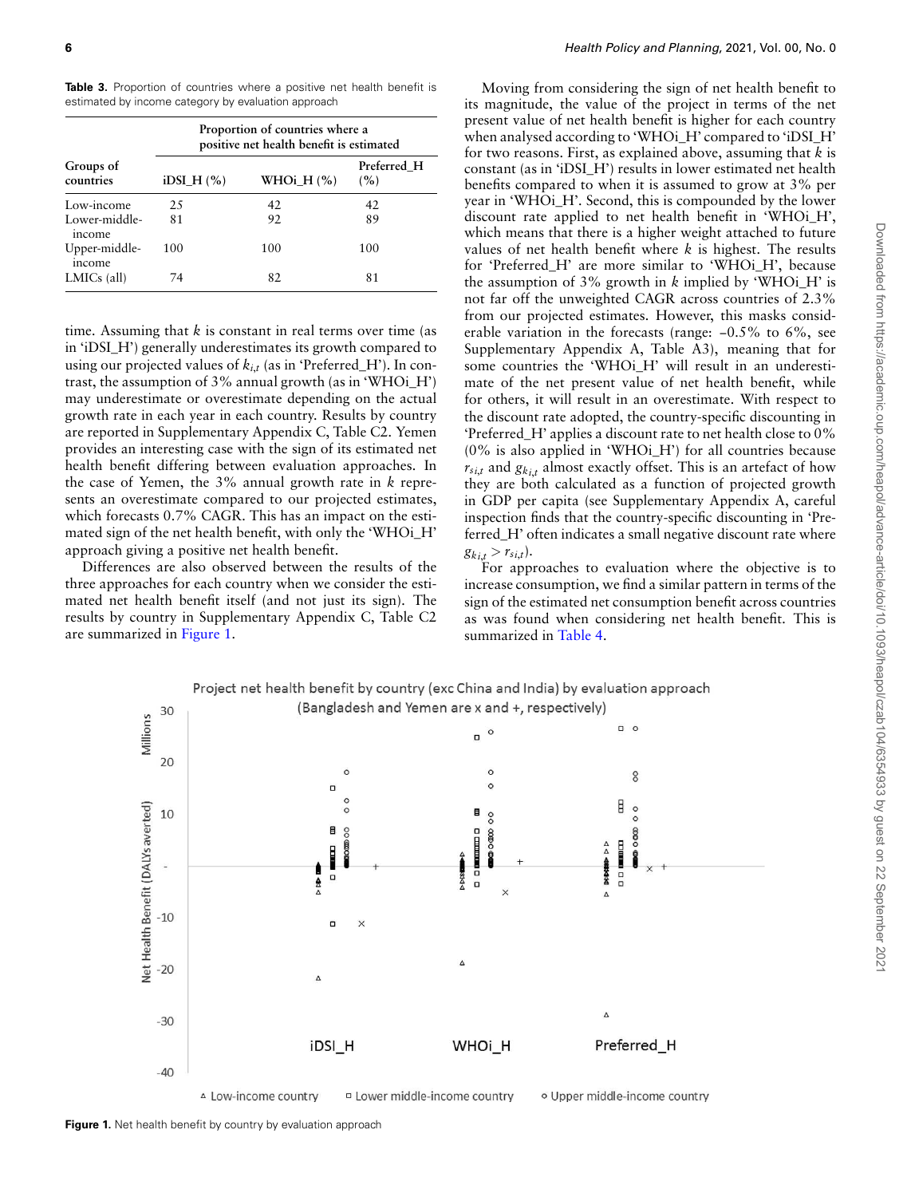**Table 3.** Proportion of countries where a positive net health benefit is estimated by income category by evaluation approach

| Groups of countries | Proportion of countries where a positive net health benefit is estimated | | |
|---|---|---|---|
| | iDSI_H (%) | WHOi_H (%) | Preferred_H (%) |
| Low-income | 25 | 42 | 42 |
| Lower-middle-income | 81 | 92 | 89 |
| Upper-middle-income | 100 | 100 | 100 |
| LMICs (all) | 74 | 82 | 81 |

time. Assuming that $k$ is constant in real terms over time (as in 'iDSI_H') generally underestimates its growth compared to using our projected values of $k_{i,t}$ (as in 'Preferred_H'). In contrast, the assumption of 3% annual growth (as in 'WHOi_H') may underestimate or overestimate depending on the actual growth rate in each year in each country. Results by country are reported in Supplementary Appendix C, Table C2. Yemen provides an interesting case with the sign of its estimated net health benefit differing between evaluation approaches. In the case of Yemen, the 3% annual growth rate in $k$ represents an overestimate compared to our projected estimates, which forecasts 0.7% CAGR. This has an impact on the estimated sign of the net health benefit, with only the 'WHOi_H' approach giving a positive net health benefit.

Differences are also observed between the results of the three approaches for each country when we consider the estimated net health benefit itself (and not just its sign). The results by country in Supplementary Appendix C, Table C2 are summarized in Figure 1.

Moving from considering the sign of net health benefit to its magnitude, the value of the project in terms of the net present value of net health benefit is higher for each country when analysed according to 'WHOi_H' compared to 'iDSI_H' for two reasons. First, as explained above, assuming that $k$ is constant (as in 'iDSI_H') results in lower estimated net health benefits compared to when it is assumed to grow at 3% per year in 'WHOi_H'. Second, this is compounded by the lower discount rate applied to net health benefit in 'WHOi_H', which means that there is a higher weight attached to future values of net health benefit where $k$ is highest. The results for 'Preferred_H' are more similar to 'WHOi_H', because the assumption of 3% growth in $k$ implied by 'WHOi_H' is not far off the unweighted CAGR across countries of 2.3% from our projected estimates. However, this masks considerable variation in the forecasts (range: −0.5% to 6%, see Supplementary Appendix A, Table A3), meaning that for some countries the 'WHOi_H' will result in an underestimate of the net present value of net health benefit, while for others, it will result in an overestimate. With respect to the discount rate adopted, the country-specific discounting in 'Preferred_H' applies a discount rate to net health close to 0% (0% is also applied in 'WHOi_H') for all countries because $r_{si,t}$ and $g_{k_{i,t}}$ almost exactly offset. This is an artefact of how they are both calculated as a function of projected growth in GDP per capita (see Supplementary Appendix A, careful inspection finds that the country-specific discounting in 'Preferred_H' often indicates a small negative discount rate where $g_{k_{i,t}} > r_{si,t}$).

For approaches to evaluation where the objective is to increase consumption, we find a similar pattern in terms of the sign of the estimated net consumption benefit across countries as was found when considering net health benefit. This is summarized in Table 4.

Project net health benefit by country (exc China and India) by evaluation approach
(Bangladesh and Yemen are x and +, respectively)

Millions

Net Health Benefit (DALYs averted)

30
20
10
-
-10
-20
-30
-40

iDSI_H
WHOi_H
Preferred_H

△ Low-income country   □ Lower middle-income country   ○ Upper middle-income country

**Figure 1.** Net health benefit by country by evaluation approach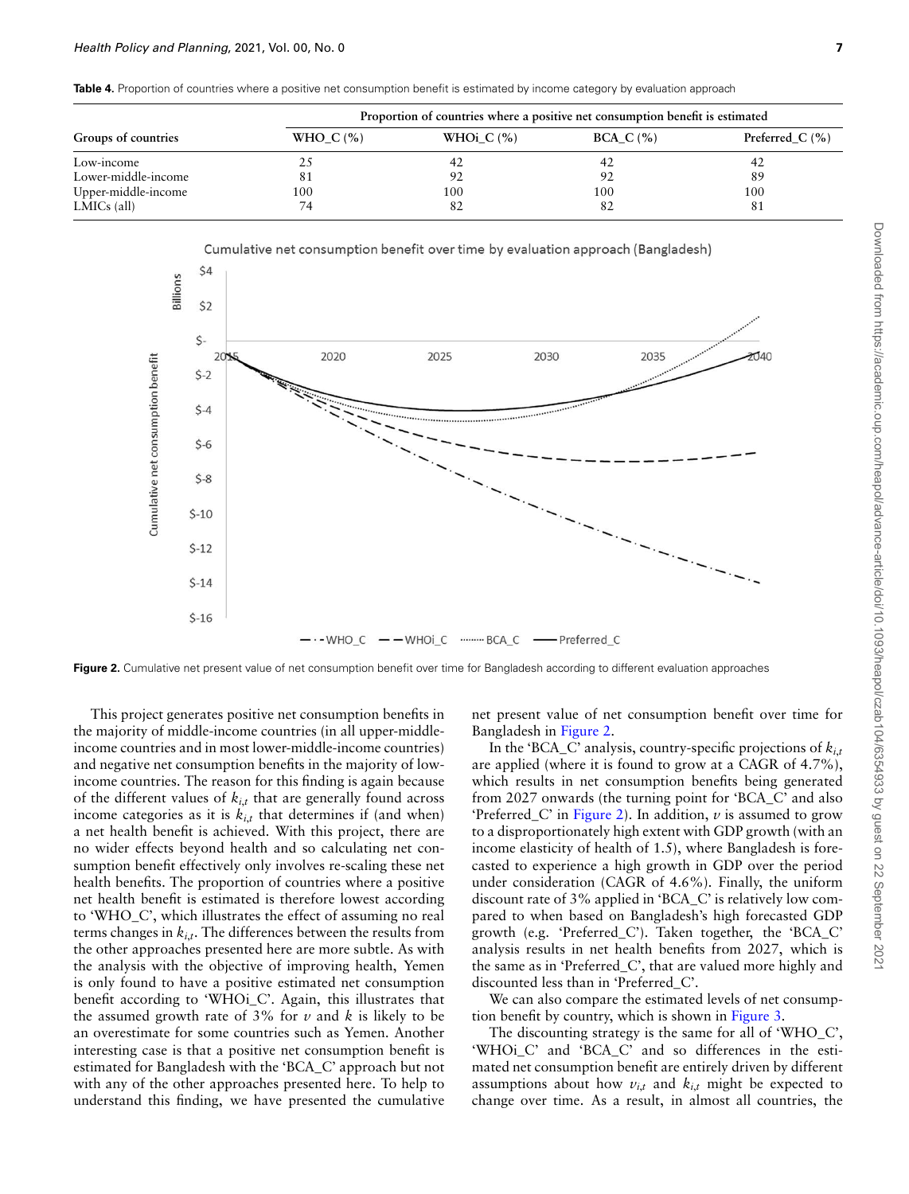**Table 4.** Proportion of countries where a positive net consumption benefit is estimated by income category by evaluation approach

| Groups of countries | Proportion of countries where a positive net consumption benefit is estimated | | | |
|---|---|---|---|---|
| | WHO_C (%) | WHOi_C (%) | BCA_C (%) | Preferred_C (%) |
| Low-income | 25 | 42 | 42 | 42 |
| Lower-middle-income | 81 | 92 | 92 | 89 |
| Upper-middle-income | 100 | 100 | 100 | 100 |
| LMICs (all) | 74 | 82 | 82 | 81 |

Cumulative net consumption benefit over time by evaluation approach (Bangladesh)

Billions

Cumulative net consumption benefit

$4
$2
$-
$-2
$-4
$-6
$-8
$-10
$-12
$-14
$-16

2015
2020
2025
2030
2035
2040

WHO_C
WHOi_C
BCA_C
Preferred_C

**Figure 2.** Cumulative net present value of net consumption benefit over time for Bangladesh according to different evaluation approaches

This project generates positive net consumption benefits in the majority of middle-income countries (in all upper-middle-income countries and in most lower-middle-income countries) and negative net consumption benefits in the majority of low-income countries. The reason for this finding is again because of the different values of $k_{i,t}$ that are generally found across income categories as it is $k_{i,t}$ that determines if (and when) a net health benefit is achieved. With this project, there are no wider effects beyond health and so calculating net consumption benefit effectively only involves re-scaling these net health benefits. The proportion of countries where a positive net health benefit is estimated is therefore lowest according to 'WHO_C', which illustrates the effect of assuming no real terms changes in $k_{i,t}$. The differences between the results from the other approaches presented here are more subtle. As with the analysis with the objective of improving health, Yemen is only found to have a positive estimated net consumption benefit according to 'WHOi_C'. Again, this illustrates that the assumed growth rate of 3% for $v$ and $k$ is likely to be an overestimate for some countries such as Yemen. Another interesting case is that a positive net consumption benefit is estimated for Bangladesh with the 'BCA_C' approach but not with any of the other approaches presented here. To help to understand this finding, we have presented the cumulative net present value of net consumption benefit over time for Bangladesh in Figure 2.

In the 'BCA_C' analysis, country-specific projections of $k_{i,t}$ are applied (where it is found to grow at a CAGR of 4.7%), which results in net consumption benefits being generated from 2027 onwards (the turning point for 'BCA_C' and also 'Preferred_C' in Figure 2). In addition, $v$ is assumed to grow to a disproportionately high extent with GDP growth (with an income elasticity of health of 1.5), where Bangladesh is forecasted to experience a high growth in GDP over the period under consideration (CAGR of 4.6%). Finally, the uniform discount rate of 3% applied in 'BCA_C' is relatively low compared to when based on Bangladesh's high forecasted GDP growth (e.g. 'Preferred_C'). Taken together, the 'BCA_C' analysis results in net health benefits from 2027, which is the same as in 'Preferred_C', that are valued more highly and discounted less than in 'Preferred_C'.

We can also compare the estimated levels of net consumption benefit by country, which is shown in Figure 3.

The discounting strategy is the same for all of 'WHO_C', 'WHOi_C' and 'BCA_C' and so differences in the estimated net consumption benefit are entirely driven by different assumptions about how $v_{i,t}$ and $k_{i,t}$ might be expected to change over time. As a result, in almost all countries, the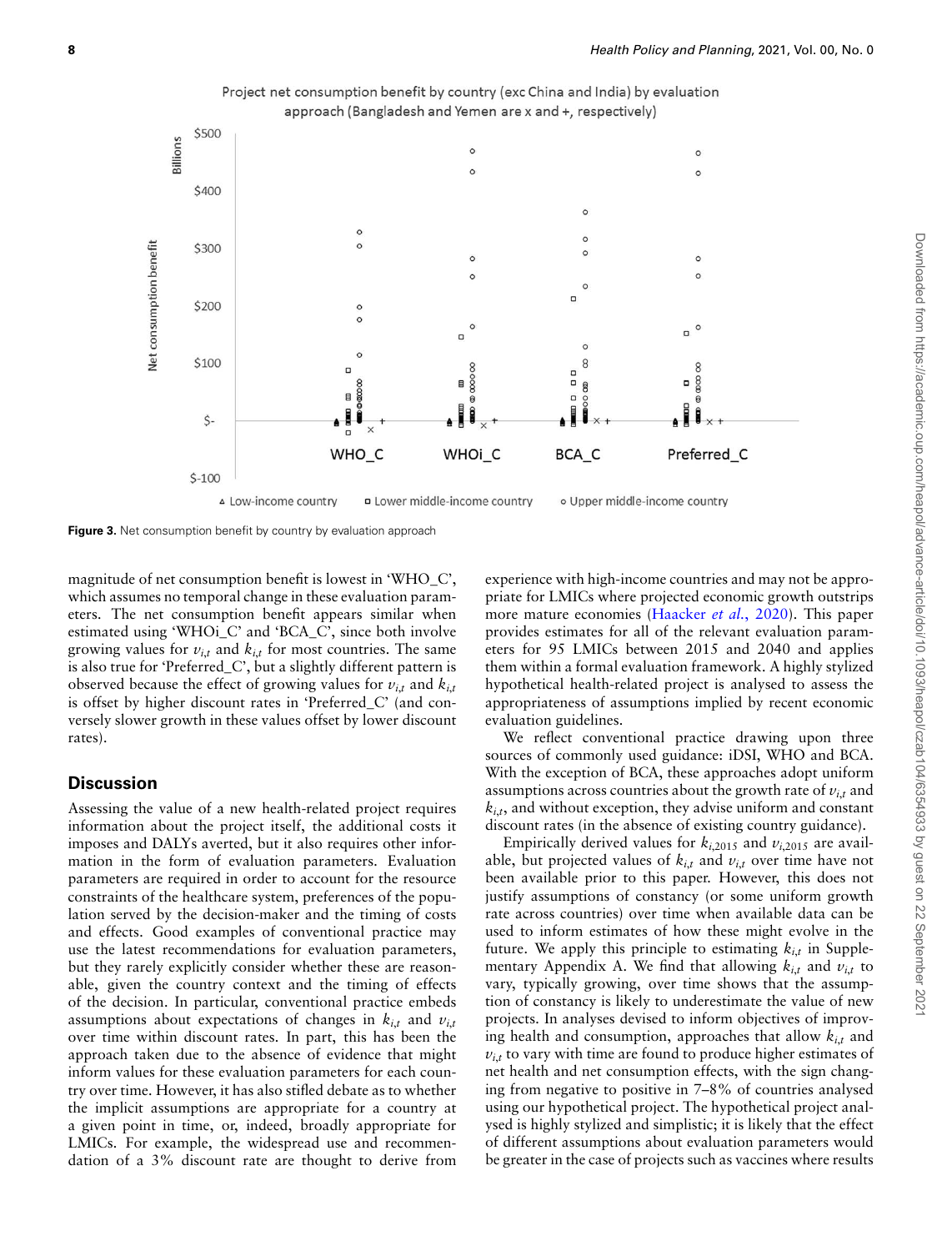Project net consumption benefit by country (exc China and India) by evaluation approach (Bangladesh and Yemen are x and +, respectively)

Billions

Net consumption benefit

$500

$400

$300

$200

$100

$-

$-100

WHO_C

WHOi_C

BCA_C

Preferred_C

Low-income country

Lower middle-income country

Upper middle-income country

**Figure 3.** Net consumption benefit by country by evaluation approach

magnitude of net consumption benefit is lowest in 'WHO_C', which assumes no temporal change in these evaluation parameters. The net consumption benefit appears similar when estimated using 'WHOi_C' and 'BCA_C', since both involve growing values for $v_{i,t}$ and $k_{i,t}$ for most countries. The same is also true for 'Preferred_C', but a slightly different pattern is observed because the effect of growing values for $v_{i,t}$ and $k_{i,t}$ is offset by higher discount rates in 'Preferred_C' (and conversely slower growth in these values offset by lower discount rates).

## Discussion

Assessing the value of a new health-related project requires information about the project itself, the additional costs it imposes and DALYs averted, but it also requires other information in the form of evaluation parameters. Evaluation parameters are required in order to account for the resource constraints of the healthcare system, preferences of the population served by the decision-maker and the timing of costs and effects. Good examples of conventional practice may use the latest recommendations for evaluation parameters, but they rarely explicitly consider whether these are reasonable, given the country context and the timing of effects of the decision. In particular, conventional practice embeds assumptions about expectations of changes in $k_{i,t}$ and $v_{i,t}$ over time within discount rates. In part, this has been the approach taken due to the absence of evidence that might inform values for these evaluation parameters for each country over time. However, it has also stifled debate as to whether the implicit assumptions are appropriate for a country at a given point in time, or, indeed, broadly appropriate for LMICs. For example, the widespread use and recommendation of a 3% discount rate are thought to derive from experience with high-income countries and may not be appropriate for LMICs where projected economic growth outstrips more mature economies (Haacker *et al.*, 2020). This paper provides estimates for all of the relevant evaluation parameters for 95 LMICs between 2015 and 2040 and applies them within a formal evaluation framework. A highly stylized hypothetical health-related project is analysed to assess the appropriateness of assumptions implied by recent economic evaluation guidelines.

We reflect conventional practice drawing upon three sources of commonly used guidance: iDSI, WHO and BCA. With the exception of BCA, these approaches adopt uniform assumptions across countries about the growth rate of $v_{i,t}$ and $k_{i,t}$, and without exception, they advise uniform and constant discount rates (in the absence of existing country guidance).

Empirically derived values for $k_{i,2015}$ and $v_{i,2015}$ are available, but projected values of $k_{i,t}$ and $v_{i,t}$ over time have not been available prior to this paper. However, this does not justify assumptions of constancy (or some uniform growth rate across countries) over time when available data can be used to inform estimates of how these might evolve in the future. We apply this principle to estimating $k_{i,t}$ in Supplementary Appendix A. We find that allowing $k_{i,t}$ and $v_{i,t}$ to vary, typically growing, over time shows that the assumption of constancy is likely to underestimate the value of new projects. In analyses devised to inform objectives of improving health and consumption, approaches that allow $k_{i,t}$ and $v_{i,t}$ to vary with time are found to produce higher estimates of net health and net consumption effects, with the sign changing from negative to positive in 7–8% of countries analysed using our hypothetical project. The hypothetical project analysed is highly stylized and simplistic; it is likely that the effect of different assumptions about evaluation parameters would be greater in the case of projects such as vaccines where results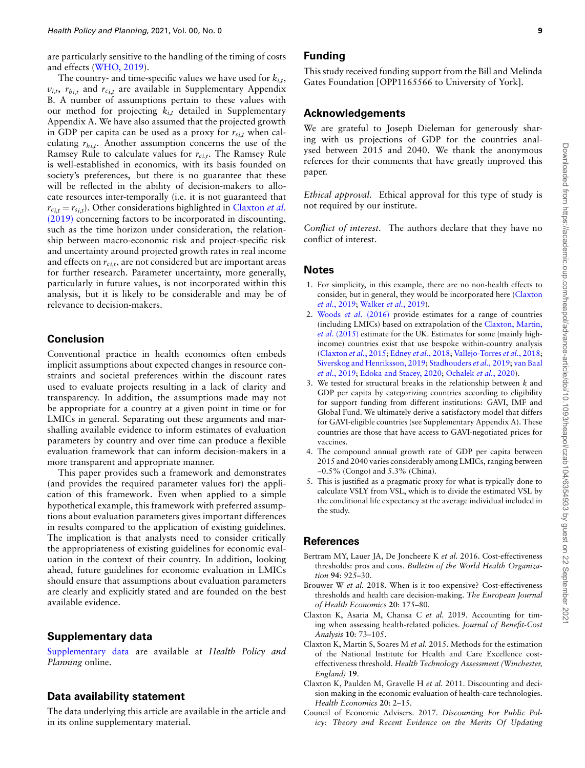are particularly sensitive to the handling of the timing of costs and effects (WHO, 2019).

The country- and time-specific values we have used for $k_{i,t}$, $v_{i,t}$, $r_{hi,t}$ and $r_{ci,t}$ are available in Supplementary Appendix B. A number of assumptions pertain to these values with our method for projecting $k_{i,t}$ detailed in Supplementary Appendix A. We have also assumed that the projected growth in GDP per capita can be used as a proxy for $r_{si,t}$ when calculating $r_{hi,t}$. Another assumption concerns the use of the Ramsey Rule to calculate values for $r_{ci,t}$. The Ramsey Rule is well-established in economics, with its basis founded on society's preferences, but there is no guarantee that these will be reflected in the ability of decision-makers to allocate resources inter-temporally (i.e. it is not guaranteed that $r_{ci,t} = r_{si,t}$). Other considerations highlighted in Claxton *et al.* (2019) concerning factors to be incorporated in discounting, such as the time horizon under consideration, the relationship between macro-economic risk and project-specific risk and uncertainty around projected growth rates in real income and effects on $r_{ci,t}$, are not considered but are important areas for further research. Parameter uncertainty, more generally, particularly in future values, is not incorporated within this analysis, but it is likely to be considerable and may be of relevance to decision-makers.

## Conclusion

Conventional practice in health economics often embeds implicit assumptions about expected changes in resource constraints and societal preferences within the discount rates used to evaluate projects resulting in a lack of clarity and transparency. In addition, the assumptions made may not be appropriate for a country at a given point in time or for LMICs in general. Separating out these arguments and marshalling available evidence to inform estimates of evaluation parameters by country and over time can produce a flexible evaluation framework that can inform decision-makers in a more transparent and appropriate manner.

This paper provides such a framework and demonstrates (and provides the required parameter values for) the application of this framework. Even when applied to a simple hypothetical example, this framework with preferred assumptions about evaluation parameters gives important differences in results compared to the application of existing guidelines. The implication is that analysts need to consider critically the appropriateness of existing guidelines for economic evaluation in the context of their country. In addition, looking ahead, future guidelines for economic evaluation in LMICs should ensure that assumptions about evaluation parameters are clearly and explicitly stated and are founded on the best available evidence.

## Supplementary data

Supplementary data are available at *Health Policy and Planning* online.

## Data availability statement

The data underlying this article are available in the article and in its online supplementary material.

## Funding

This study received funding support from the Bill and Melinda Gates Foundation [OPP1165566 to University of York].

## Acknowledgements

We are grateful to Joseph Dieleman for generously sharing with us projections of GDP for the countries analysed between 2015 and 2040. We thank the anonymous referees for their comments that have greatly improved this paper.

*Ethical approval.* Ethical approval for this type of study is not required by our institute.

*Conflict of interest.* The authors declare that they have no conflict of interest.

## Notes

1. For simplicity, in this example, there are no non-health effects to consider, but in general, they would be incorporated here (Claxton *et al.*, 2019; Walker *et al.*, 2019).
2. Woods *et al.* (2016) provide estimates for a range of countries (including LMICs) based on extrapolation of the Claxton, Martin, *et al.* (2015) estimate for the UK. Estimates for some (mainly high-income) countries exist that use bespoke within-country analysis (Claxton *et al.*, 2015; Edney *et al.*, 2018; Vallejo-Torres *et al.*, 2018; Siverskog and Henriksson, 2019; Stadhouders *et al.*, 2019; van Baal *et al.*, 2019; Edoka and Stacey, 2020; Ochalek *et al.*, 2020).
3. We tested for structural breaks in the relationship between $k$ and GDP per capita by categorizing countries according to eligibility for support funding from different institutions: GAVI, IMF and Global Fund. We ultimately derive a satisfactory model that differs for GAVI-eligible countries (see Supplementary Appendix A). These countries are those that have access to GAVI-negotiated prices for vaccines.
4. The compound annual growth rate of GDP per capita between 2015 and 2040 varies considerably among LMICs, ranging between −0.5% (Congo) and 5.3% (China).
5. This is justified as a pragmatic proxy for what is typically done to calculate VSLY from VSL, which is to divide the estimated VSL by the conditional life expectancy at the average individual included in the study.

## References

Bertram MY, Lauer JA, De Joncheere K *et al.* 2016. Cost-effectiveness thresholds: pros and cons. *Bulletin of the World Health Organization* **94**: 925–30.

Brouwer W *et al.* 2018. When is it too expensive? Cost-effectiveness thresholds and health care decision-making. *The European Journal of Health Economics* **20**: 175–80.

Claxton K, Asaria M, Chansa C *et al.* 2019. Accounting for timing when assessing health-related policies. *Journal of Benefit-Cost Analysis* **10**: 73–105.

Claxton K, Martin S, Soares M *et al.* 2015. Methods for the estimation of the National Institute for Health and Care Excellence cost-effectiveness threshold. *Health Technology Assessment (Winchester, England)* **19**.

Claxton K, Paulden M, Gravelle H *et al.* 2011. Discounting and decision making in the economic evaluation of health-care technologies. *Health Economics* **20**: 2–15.

Council of Economic Advisers. 2017. *Discounting For Public Policy: Theory and Recent Evidence on the Merits Of Updating*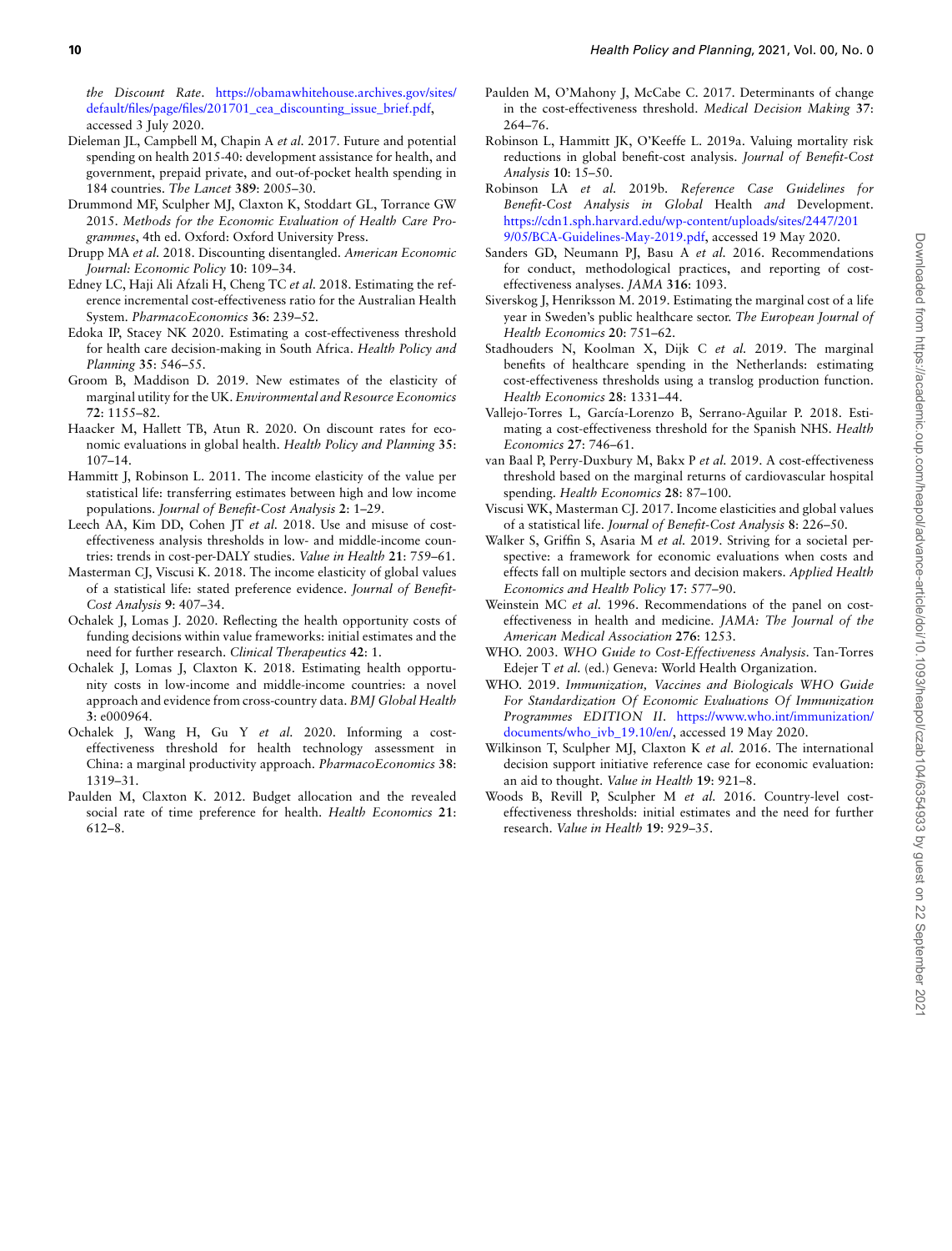*the Discount Rate*. https://obamawhitehouse.archives.gov/sites/default/files/page/files/201701_cea_discounting_issue_brief.pdf, accessed 3 July 2020.

Dieleman JL, Campbell M, Chapin A *et al.* 2017. Future and potential spending on health 2015-40: development assistance for health, and government, prepaid private, and out-of-pocket health spending in 184 countries. *The Lancet* **389**: 2005–30.

Drummond MF, Sculpher MJ, Claxton K, Stoddart GL, Torrance GW 2015. *Methods for the Economic Evaluation of Health Care Programmes*, 4th ed. Oxford: Oxford University Press.

Drupp MA *et al.* 2018. Discounting disentangled. *American Economic Journal: Economic Policy* **10**: 109–34.

Edney LC, Haji Ali Afzali H, Cheng TC *et al.* 2018. Estimating the reference incremental cost-effectiveness ratio for the Australian Health System. *PharmacoEconomics* **36**: 239–52.

Edoka IP, Stacey NK 2020. Estimating a cost-effectiveness threshold for health care decision-making in South Africa. *Health Policy and Planning* **35**: 546–55.

Groom B, Maddison D. 2019. New estimates of the elasticity of marginal utility for the UK. *Environmental and Resource Economics* **72**: 1155–82.

Haacker M, Hallett TB, Atun R. 2020. On discount rates for economic evaluations in global health. *Health Policy and Planning* **35**: 107–14.

Hammitt J, Robinson L. 2011. The income elasticity of the value per statistical life: transferring estimates between high and low income populations. *Journal of Benefit-Cost Analysis* **2**: 1–29.

Leech AA, Kim DD, Cohen JT *et al.* 2018. Use and misuse of cost-effectiveness analysis thresholds in low- and middle-income countries: trends in cost-per-DALY studies. *Value in Health* **21**: 759–61.

Masterman CJ, Viscusi K. 2018. The income elasticity of global values of a statistical life: stated preference evidence. *Journal of Benefit-Cost Analysis* **9**: 407–34.

Ochalek J, Lomas J. 2020. Reflecting the health opportunity costs of funding decisions within value frameworks: initial estimates and the need for further research. *Clinical Therapeutics* **42**: 1.

Ochalek J, Lomas J, Claxton K. 2018. Estimating health opportunity costs in low-income and middle-income countries: a novel approach and evidence from cross-country data. *BMJ Global Health* **3**: e000964.

Ochalek J, Wang H, Gu Y *et al.* 2020. Informing a cost-effectiveness threshold for health technology assessment in China: a marginal productivity approach. *PharmacoEconomics* **38**: 1319–31.

Paulden M, Claxton K. 2012. Budget allocation and the revealed social rate of time preference for health. *Health Economics* **21**: 612–8.

Paulden M, O'Mahony J, McCabe C. 2017. Determinants of change in the cost-effectiveness threshold. *Medical Decision Making* **37**: 264–76.

Robinson L, Hammitt JK, O'Keeffe L. 2019a. Valuing mortality risk reductions in global benefit-cost analysis. *Journal of Benefit-Cost Analysis* **10**: 15–50.

Robinson LA *et al.* 2019b. *Reference Case Guidelines for Benefit-Cost Analysis in Global* Health *and* Development. https://cdn1.sph.harvard.edu/wp-content/uploads/sites/2447/2019/05/BCA-Guidelines-May-2019.pdf, accessed 19 May 2020.

Sanders GD, Neumann PJ, Basu A *et al.* 2016. Recommendations for conduct, methodological practices, and reporting of cost-effectiveness analyses. *JAMA* **316**: 1093.

Siverskog J, Henriksson M. 2019. Estimating the marginal cost of a life year in Sweden's public healthcare sector. *The European Journal of Health Economics* **20**: 751–62.

Stadhouders N, Koolman X, Dijk C *et al.* 2019. The marginal benefits of healthcare spending in the Netherlands: estimating cost-effectiveness thresholds using a translog production function. *Health Economics* **28**: 1331–44.

Vallejo-Torres L, García-Lorenzo B, Serrano-Aguilar P. 2018. Estimating a cost-effectiveness threshold for the Spanish NHS. *Health Economics* **27**: 746–61.

van Baal P, Perry-Duxbury M, Bakx P *et al.* 2019. A cost-effectiveness threshold based on the marginal returns of cardiovascular hospital spending. *Health Economics* **28**: 87–100.

Viscusi WK, Masterman CJ. 2017. Income elasticities and global values of a statistical life. *Journal of Benefit-Cost Analysis* **8**: 226–50.

Walker S, Griffin S, Asaria M *et al.* 2019. Striving for a societal perspective: a framework for economic evaluations when costs and effects fall on multiple sectors and decision makers. *Applied Health Economics and Health Policy* **17**: 577–90.

Weinstein MC *et al.* 1996. Recommendations of the panel on cost-effectiveness in health and medicine. *JAMA: The Journal of the American Medical Association* **276**: 1253.

WHO. 2003. *WHO Guide to Cost-Effectiveness Analysis*. Tan-Torres Edejer T *et al.* (ed.) Geneva: World Health Organization.

WHO. 2019. *Immunization, Vaccines and Biologicals WHO Guide For Standardization Of Economic Evaluations Of Immunization Programmes EDITION II*. https://www.who.int/immunization/documents/who_ivb_19.10/en/, accessed 19 May 2020.

Wilkinson T, Sculpher MJ, Claxton K *et al.* 2016. The international decision support initiative reference case for economic evaluation: an aid to thought. *Value in Health* **19**: 921–8.

Woods B, Revill P, Sculpher M *et al.* 2016. Country-level cost-effectiveness thresholds: initial estimates and the need for further research. *Value in Health* **19**: 929–35.